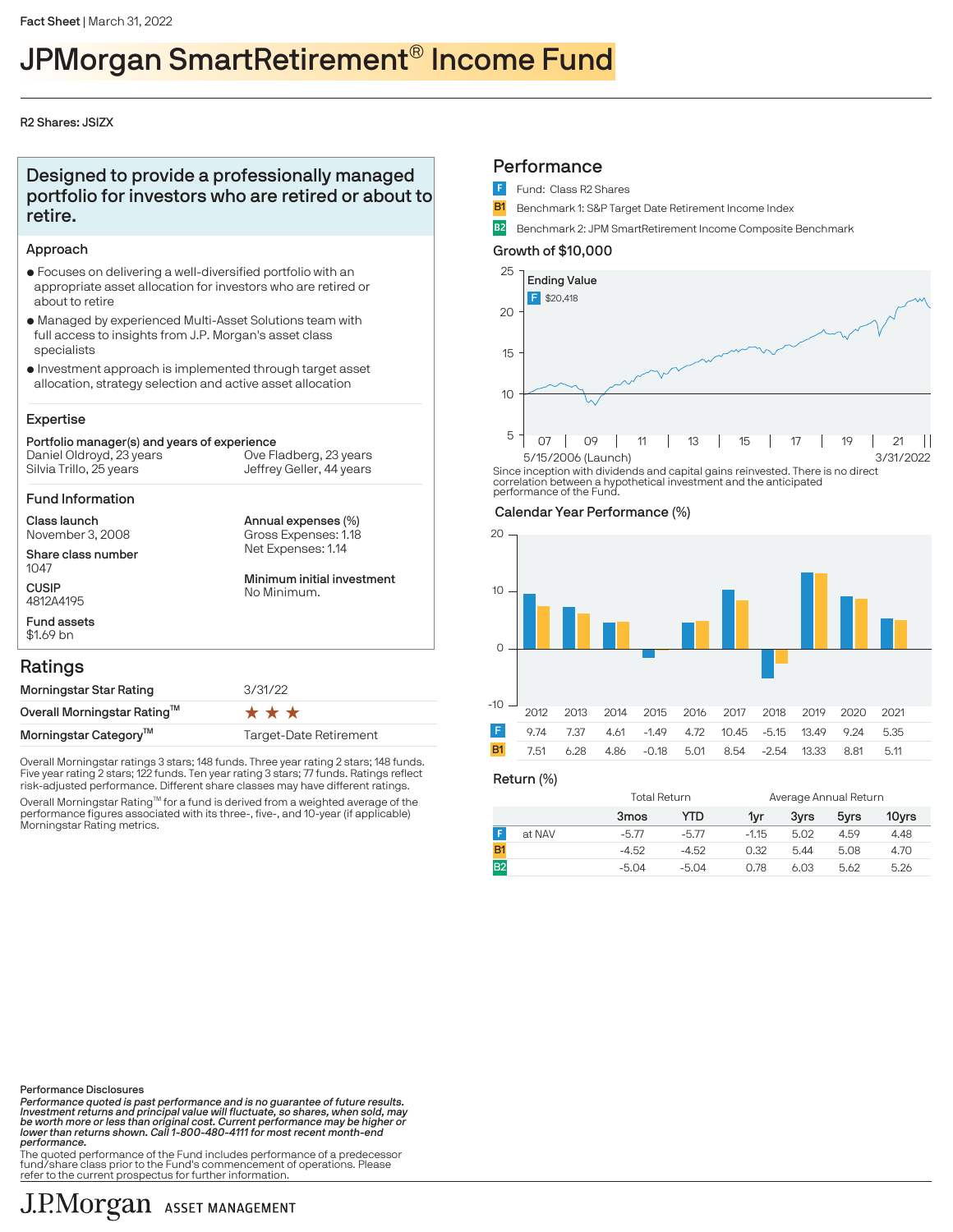Fact Sheet | March 31, 2022

# JPMorgan SmartRetirement® Income Fund

R2 Shares: JSIZX

## Designed to provide a professionally managed portfolio for investors who are retired or about to retire.

### Approach

- Focuses on delivering a well-diversified portfolio with an appropriate asset allocation for investors who are retired or about to retire
- Managed by experienced Multi-Asset Solutions team with full access to insights from J.P. Morgan's asset class specialists
- Investment approach is implemented through target asset allocation, strategy selection and active asset allocation

### Expertise

**Portfolio manager(s) and years of experience**

Daniel Oldroyd, 23 years
Silvia Trillo, 25 years
Ove Fladberg, 23 years
Jeffrey Geller, 44 years

### Fund Information

**Class launch**
November 3, 2008

**Share class number**
1047

**CUSIP**
4812A4195

**Fund assets**
$1.69 bn

**Annual expenses (%)**
Gross Expenses: 1.18
Net Expenses: 1.14

**Minimum initial investment**
No Minimum.

## Ratings

| | |
|---|---|
| Morningstar Star Rating | 3/31/22 |
| Overall Morningstar Rating™ | ★★★ |
| Morningstar Category™ | Target-Date Retirement |

Overall Morningstar ratings 3 stars; 148 funds. Three year rating 2 stars; 148 funds. Five year rating 2 stars; 122 funds. Ten year rating 3 stars; 77 funds. Ratings reflect risk-adjusted performance. Different share classes may have different ratings.

Overall Morningstar Rating™ for a fund is derived from a weighted average of the performance figures associated with its three-, five-, and 10-year (if applicable) Morningstar Rating metrics.

## Performance

- F Fund: Class R2 Shares
- B1 Benchmark 1: S&P Target Date Retirement Income Index
- B2 Benchmark 2: JPM SmartRetirement Income Composite Benchmark

### Growth of $10,000

Ending Value
F $20,418

5/15/2006 (Launch) – 3/31/2022

Since inception with dividends and capital gains reinvested. There is no direct correlation between a hypothetical investment and the anticipated performance of the Fund.

### Calendar Year Performance (%)

| | 2012 | 2013 | 2014 | 2015 | 2016 | 2017 | 2018 | 2019 | 2020 | 2021 |
|---|---|---|---|---|---|---|---|---|---|---|
| F | 9.74 | 7.37 | 4.61 | -1.49 | 4.72 | 10.45 | -5.15 | 13.49 | 9.24 | 5.35 |
| B1 | 7.51 | 6.28 | 4.86 | -0.18 | 5.01 | 8.54 | -2.54 | 13.33 | 8.81 | 5.11 |

### Return (%)

| | | Total Return | | Average Annual Return | | | |
|---|---|---|---|---|---|---|---|
| | | 3mos | YTD | 1yr | 3yrs | 5yrs | 10yrs |
| F | at NAV | -5.77 | -5.77 | -1.15 | 5.02 | 4.59 | 4.48 |
| B1 | | -4.52 | -4.52 | 0.32 | 5.44 | 5.08 | 4.70 |
| B2 | | -5.04 | -5.04 | 0.78 | 6.03 | 5.62 | 5.26 |

**Performance Disclosures**

***Performance quoted is past performance and is no guarantee of future results. Investment returns and principal value will fluctuate, so shares, when sold, may be worth more or less than original cost. Current performance may be higher or lower than returns shown. Call 1-800-480-4111 for most recent month-end performance.***

The quoted performance of the Fund includes performance of a predecessor fund/share class prior to the Fund's commencement of operations. Please refer to the current prospectus for further information.

J.P.Morgan ASSET MANAGEMENT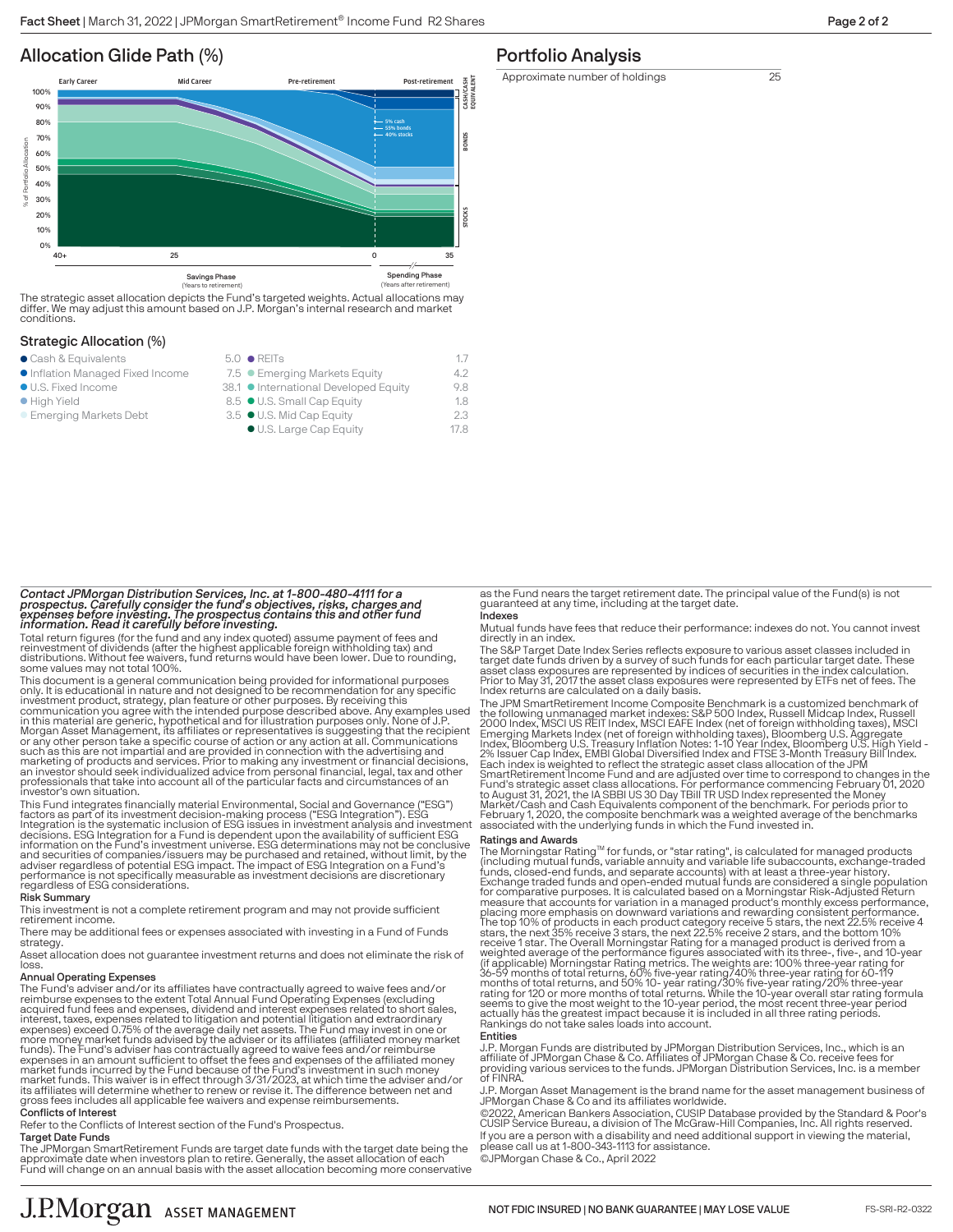## Allocation Glide Path (%)

Early Career
Mid Career
Pre-retirement
Post-retirement

100%
90%
80%
70%
60%
50%
40%
30%
20%
10%
0%

% of Portfolio Allocation

5% cash
55% bonds
40% stocks

CASH/CASH EQUIVALENT
BONDS
STOCKS

40+
25
0
35

Savings Phase
(Years to retirement)

Spending Phase
(Years after retirement)

The strategic asset allocation depicts the Fund's targeted weights. Actual allocations may differ. We may adjust this amount based on J.P. Morgan's internal research and market conditions.

## Strategic Allocation (%)

| | | | |
|---|---|---|---|
| Cash & Equivalents | 5.0 | REITs | 1.7 |
| Inflation Managed Fixed Income | 7.5 | Emerging Markets Equity | 4.2 |
| U.S. Fixed Income | 38.1 | International Developed Equity | 9.8 |
| High Yield | 8.5 | U.S. Small Cap Equity | 1.8 |
| Emerging Markets Debt | 3.5 | U.S. Mid Cap Equity | 2.3 |
| | | U.S. Large Cap Equity | 17.8 |

## Portfolio Analysis

| | |
|---|---|
| Approximate number of holdings | 25 |

***Contact JPMorgan Distribution Services, Inc. at 1-800-480-4111 for a prospectus. Carefully consider the fund's objectives, risks, charges and expenses before investing. The prospectus contains this and other fund information. Read it carefully before investing.***

Total return figures (for the fund and any index quoted) assume payment of fees and reinvestment of dividends (after the highest applicable foreign withholding tax) and distributions. Without fee waivers, fund returns would have been lower. Due to rounding, some values may not total 100%.

This document is a general communication being provided for informational purposes only. It is educational in nature and not designed to be recommendation for any specific investment product, strategy, plan feature or other purposes. By receiving this communication you agree with the intended purpose described above. Any examples used in this material are generic, hypothetical and for illustration purposes only. None of J.P. Morgan Asset Management, its affiliates or representatives is suggesting that the recipient or any other person take a specific course of action or any action at all. Communications such as this are not impartial and are provided in connection with the advertising and marketing of products and services. Prior to making any investment or financial decisions, an investor should seek individualized advice from personal financial, legal, tax and other professionals that take into account all of the particular facts and circumstances of an investor's own situation.

This Fund integrates financially material Environmental, Social and Governance ("ESG") factors as part of its investment decision-making process ("ESG Integration"). ESG Integration is the systematic inclusion of ESG issues in investment analysis and investment decisions. ESG Integration for a Fund is dependent upon the availability of sufficient ESG information on the Fund's investment universe. ESG determinations may not be conclusive and securities of companies/issuers may be purchased and retained, without limit, by the adviser regardless of potential ESG impact. The impact of ESG Integration on a Fund's performance is not specifically measurable as investment decisions are discretionary regardless of ESG considerations.

**Risk Summary**

This investment is not a complete retirement program and may not provide sufficient retirement income.

There may be additional fees or expenses associated with investing in a Fund of Funds strategy.

Asset allocation does not guarantee investment returns and does not eliminate the risk of loss.

**Annual Operating Expenses**

The Fund's adviser and/or its affiliates have contractually agreed to waive fees and/or reimburse expenses to the extent Total Annual Fund Operating Expenses (excluding acquired fund fees and expenses, dividend and interest expenses related to short sales, interest, taxes, expenses related to litigation and potential litigation and extraordinary expenses) exceed 0.75% of the average daily net assets. The Fund may invest in one or more money market funds advised by the adviser or its affiliates (affiliated money market funds). The Fund's adviser has contractually agreed to waive fees and/or reimburse expenses in an amount sufficient to offset the fees and expenses of the affiliated money market funds incurred by the Fund because of the Fund's investment in such money market funds. This waiver is in effect through 3/31/2023, at which time the adviser and/or its affiliates will determine whether to renew or revise it. The difference between net and gross fees includes all applicable fee waivers and expense reimbursements.

**Conflicts of Interest**

Refer to the Conflicts of Interest section of the Fund's Prospectus.

**Target Date Funds**

The JPMorgan SmartRetirement Funds are target date funds with the target date being the approximate date when investors plan to retire. Generally, the asset allocation of each Fund will change on an annual basis with the asset allocation becoming more conservative as the Fund nears the target retirement date. The principal value of the Fund(s) is not guaranteed at any time, including at the target date.

**Indexes**

Mutual funds have fees that reduce their performance: indexes do not. You cannot invest directly in an index.

The S&P Target Date Index Series reflects exposure to various asset classes included in target date funds driven by a survey of such funds for each particular target date. These asset class exposures are represented by indices of securities in the index calculation. Prior to May 31, 2017 the asset class exposures were represented by ETFs net of fees. The Index returns are calculated on a daily basis.

The JPM SmartRetirement Income Composite Benchmark is a customized benchmark of the following unmanaged market indexes: S&P 500 Index, Russell Midcap Index, Russell 2000 Index, MSCI US REIT Index, MSCI EAFE Index (net of foreign withholding taxes), MSCI Emerging Markets Index (net of foreign withholding taxes), Bloomberg U.S. Aggregate Index, Bloomberg U.S. Treasury Inflation Notes: 1-10 Year Index, Bloomberg U.S. High Yield - 2% Issuer Cap Index, EMBI Global Diversified Index and FTSE 3-Month Treasury Bill Index. Each index is weighted to reflect the strategic asset class allocation of the JPM SmartRetirement Income Fund and are adjusted over time to correspond to changes in the Fund's strategic asset class allocations. For performance commencing February 01, 2020 to August 31, 2021, the IA SBBI US 30 Day TBill TR USD Index represented the Money Market/Cash and Cash Equivalents component of the benchmark. For periods prior to February 1, 2020, the composite benchmark was a weighted average of the benchmarks associated with the underlying funds in which the Fund invested in.

**Ratings and Awards**

The Morningstar Rating™ for funds, or "star rating", is calculated for managed products (including mutual funds, variable annuity and variable life subaccounts, exchange-traded funds, closed-end funds, and separate accounts) with at least a three-year history. Exchange traded funds and open-ended mutual funds are considered a single population for comparative purposes. It is calculated based on a Morningstar Risk-Adjusted Return measure that accounts for variation in a managed product's monthly excess performance, placing more emphasis on downward variations and rewarding consistent performance. The top 10% of products in each product category receive 5 stars, the next 22.5% receive 4 stars, the next 35% receive 3 stars, the next 22.5% receive 2 stars, and the bottom 10% receive 1 star. The Overall Morningstar Rating for a managed product is derived from a weighted average of the performance figures associated with its three-, five-, and 10-year (if applicable) Morningstar Rating metrics. The weights are: 100% three-year rating for 36-59 months of total returns, 60% five-year rating/40% three-year rating for 60-119 months of total returns, and 50% 10- year rating/30% five-year rating/20% three-year rating for 120 or more months of total returns. While the 10-year overall star rating formula seems to give the most weight to the 10-year period, the most recent three-year period actually has the greatest impact because it is included in all three rating periods. Rankings do not take sales loads into account.

**Entities**

J.P. Morgan Funds are distributed by JPMorgan Distribution Services, Inc., which is an affiliate of JPMorgan Chase & Co. Affiliates of JPMorgan Chase & Co. receive fees for providing various services to the funds. JPMorgan Distribution Services, Inc. is a member of FINRA.

J.P. Morgan Asset Management is the brand name for the asset management business of JPMorgan Chase & Co and its affiliates worldwide.

©2022, American Bankers Association, CUSIP Database provided by the Standard & Poor's CUSIP Service Bureau, a division of The McGraw-Hill Companies, Inc. All rights reserved.

If you are a person with a disability and need additional support in viewing the material, please call us at 1-800-343-1113 for assistance.

©JPMorgan Chase & Co., April 2022

NOT FDIC INSURED | NO BANK GUARANTEE | MAY LOSE VALUE

FS-SRI-R2-0322